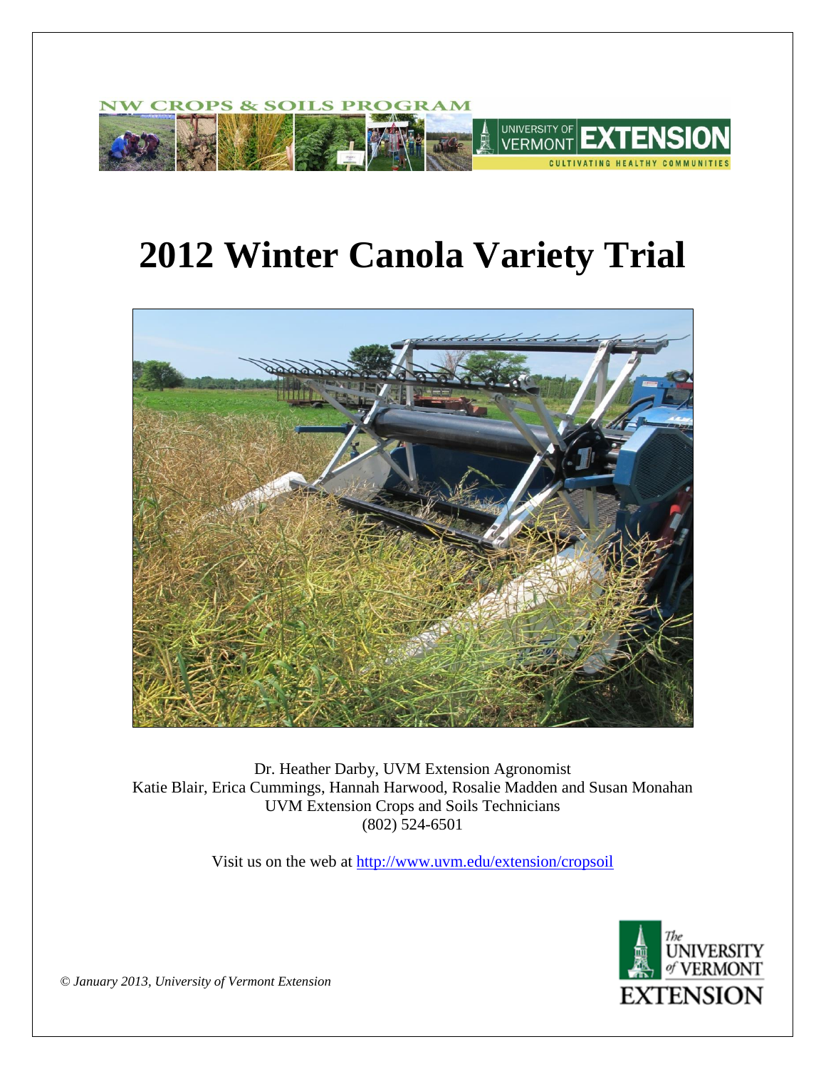NW CROPS & SOILS PROGRAM

UNIVERSITY OF VERMONT EXTENSION
CULTIVATING HEALTHY COMMUNITIES

# 2012 Winter Canola Variety Trial

Dr. Heather Darby, UVM Extension Agronomist
Katie Blair, Erica Cummings, Hannah Harwood, Rosalie Madden and Susan Monahan
UVM Extension Crops and Soils Technicians
(802) 524-6501

Visit us on the web at http://www.uvm.edu/extension/cropsoil

*© January 2013, University of Vermont Extension*

The University of Vermont Extension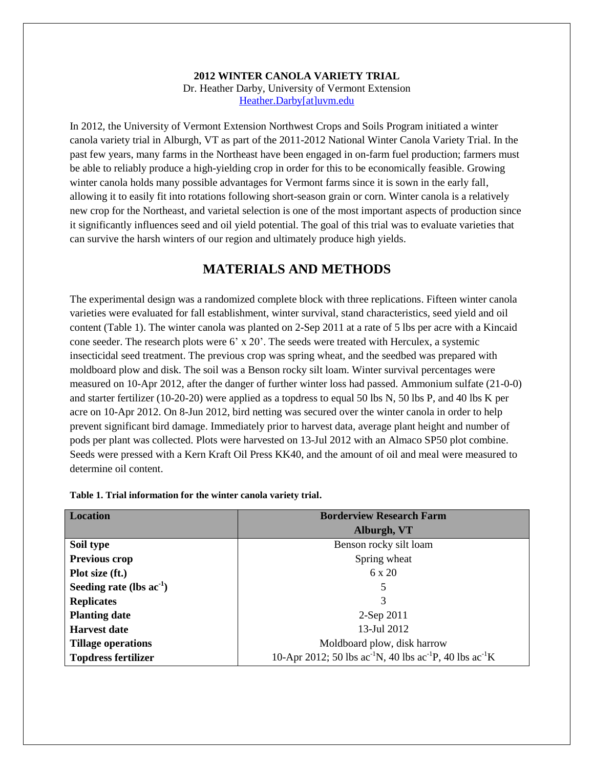**2012 WINTER CANOLA VARIETY TRIAL**
Dr. Heather Darby, University of Vermont Extension
Heather.Darby[at]uvm.edu

In 2012, the University of Vermont Extension Northwest Crops and Soils Program initiated a winter canola variety trial in Alburgh, VT as part of the 2011-2012 National Winter Canola Variety Trial. In the past few years, many farms in the Northeast have been engaged in on-farm fuel production; farmers must be able to reliably produce a high-yielding crop in order for this to be economically feasible. Growing winter canola holds many possible advantages for Vermont farms since it is sown in the early fall, allowing it to easily fit into rotations following short-season grain or corn. Winter canola is a relatively new crop for the Northeast, and varietal selection is one of the most important aspects of production since it significantly influences seed and oil yield potential. The goal of this trial was to evaluate varieties that can survive the harsh winters of our region and ultimately produce high yields.

## MATERIALS AND METHODS

The experimental design was a randomized complete block with three replications. Fifteen winter canola varieties were evaluated for fall establishment, winter survival, stand characteristics, seed yield and oil content (Table 1). The winter canola was planted on 2-Sep 2011 at a rate of 5 lbs per acre with a Kincaid cone seeder. The research plots were 6' x 20'. The seeds were treated with Herculex, a systemic insecticidal seed treatment. The previous crop was spring wheat, and the seedbed was prepared with moldboard plow and disk. The soil was a Benson rocky silt loam. Winter survival percentages were measured on 10-Apr 2012, after the danger of further winter loss had passed. Ammonium sulfate (21-0-0) and starter fertilizer (10-20-20) were applied as a topdress to equal 50 lbs N, 50 lbs P, and 40 lbs K per acre on 10-Apr 2012. On 8-Jun 2012, bird netting was secured over the winter canola in order to help prevent significant bird damage. Immediately prior to harvest data, average plant height and number of pods per plant was collected. Plots were harvested on 13-Jul 2012 with an Almaco SP50 plot combine. Seeds were pressed with a Kern Kraft Oil Press KK40, and the amount of oil and meal were measured to determine oil content.

**Table 1. Trial information for the winter canola variety trial.**

| Location | Borderview Research Farm Alburgh, VT |
|---|---|
| **Soil type** | Benson rocky silt loam |
| **Previous crop** | Spring wheat |
| **Plot size (ft.)** | 6 x 20 |
| **Seeding rate (lbs $ac^{-1}$)** | 5 |
| **Replicates** | 3 |
| **Planting date** | 2-Sep 2011 |
| **Harvest date** | 13-Jul 2012 |
| **Tillage operations** | Moldboard plow, disk harrow |
| **Topdress fertilizer** | 10-Apr 2012; 50 lbs $ac^{-1}$N, 40 lbs $ac^{-1}$P, 40 lbs $ac^{-1}$K |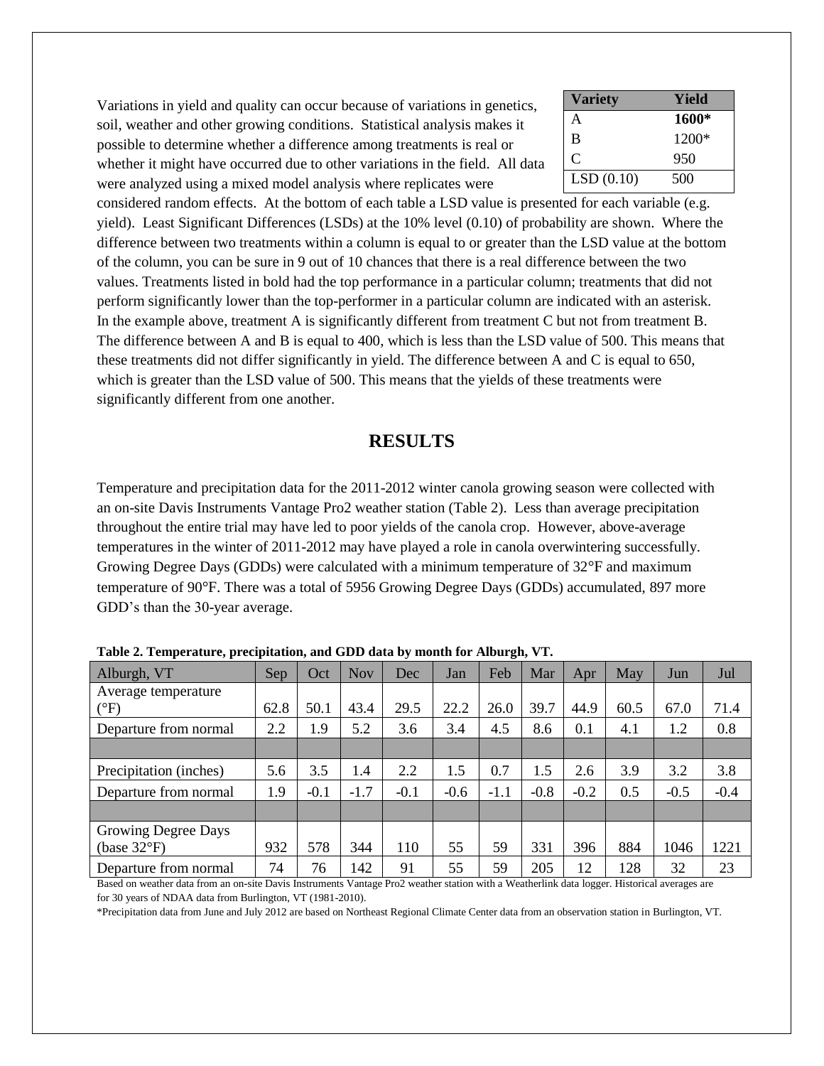Variations in yield and quality can occur because of variations in genetics, soil, weather and other growing conditions. Statistical analysis makes it possible to determine whether a difference among treatments is real or whether it might have occurred due to other variations in the field. All data were analyzed using a mixed model analysis where replicates were considered random effects. At the bottom of each table a LSD value is presented for each variable (e.g. yield). Least Significant Differences (LSDs) at the 10% level (0.10) of probability are shown. Where the difference between two treatments within a column is equal to or greater than the LSD value at the bottom of the column, you can be sure in 9 out of 10 chances that there is a real difference between the two values. Treatments listed in bold had the top performance in a particular column; treatments that did not perform significantly lower than the top-performer in a particular column are indicated with an asterisk. In the example above, treatment A is significantly different from treatment C but not from treatment B. The difference between A and B is equal to 400, which is less than the LSD value of 500. This means that these treatments did not differ significantly in yield. The difference between A and C is equal to 650, which is greater than the LSD value of 500. This means that the yields of these treatments were significantly different from one another.

| Variety | Yield |
|---|---|
| A | **1600*** |
| B | 1200* |
| C | 950 |
| LSD (0.10) | 500 |

## RESULTS

Temperature and precipitation data for the 2011-2012 winter canola growing season were collected with an on-site Davis Instruments Vantage Pro2 weather station (Table 2). Less than average precipitation throughout the entire trial may have led to poor yields of the canola crop. However, above-average temperatures in the winter of 2011-2012 may have played a role in canola overwintering successfully. Growing Degree Days (GDDs) were calculated with a minimum temperature of 32°F and maximum temperature of 90°F. There was a total of 5956 Growing Degree Days (GDDs) accumulated, 897 more GDD's than the 30-year average.

**Table 2. Temperature, precipitation, and GDD data by month for Alburgh, VT.**

| Alburgh, VT | Sep | Oct | Nov | Dec | Jan | Feb | Mar | Apr | May | Jun | Jul |
|---|---|---|---|---|---|---|---|---|---|---|---|
| Average temperature (°F) | 62.8 | 50.1 | 43.4 | 29.5 | 22.2 | 26.0 | 39.7 | 44.9 | 60.5 | 67.0 | 71.4 |
| Departure from normal | 2.2 | 1.9 | 5.2 | 3.6 | 3.4 | 4.5 | 8.6 | 0.1 | 4.1 | 1.2 | 0.8 |
| | | | | | | | | | | | |
| Precipitation (inches) | 5.6 | 3.5 | 1.4 | 2.2 | 1.5 | 0.7 | 1.5 | 2.6 | 3.9 | 3.2 | 3.8 |
| Departure from normal | 1.9 | -0.1 | -1.7 | -0.1 | -0.6 | -1.1 | -0.8 | -0.2 | 0.5 | -0.5 | -0.4 |
| | | | | | | | | | | | |
| Growing Degree Days (base 32°F) | 932 | 578 | 344 | 110 | 55 | 59 | 331 | 396 | 884 | 1046 | 1221 |
| Departure from normal | 74 | 76 | 142 | 91 | 55 | 59 | 205 | 12 | 128 | 32 | 23 |

Based on weather data from an on-site Davis Instruments Vantage Pro2 weather station with a Weatherlink data logger. Historical averages are for 30 years of NDAA data from Burlington, VT (1981-2010).

*Precipitation data from June and July 2012 are based on Northeast Regional Climate Center data from an observation station in Burlington, VT.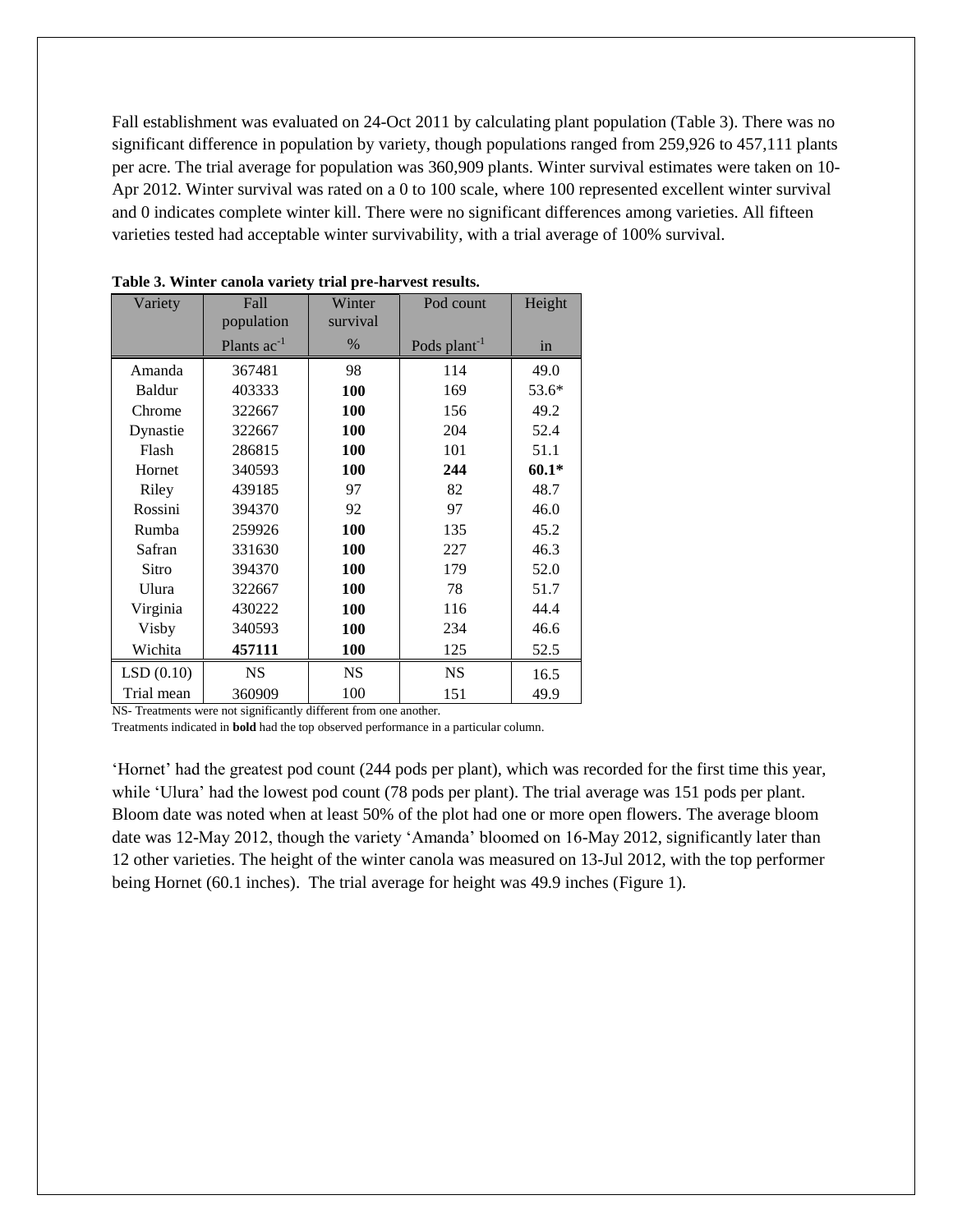Fall establishment was evaluated on 24-Oct 2011 by calculating plant population (Table 3). There was no significant difference in population by variety, though populations ranged from 259,926 to 457,111 plants per acre. The trial average for population was 360,909 plants. Winter survival estimates were taken on 10-Apr 2012. Winter survival was rated on a 0 to 100 scale, where 100 represented excellent winter survival and 0 indicates complete winter kill. There were no significant differences among varieties. All fifteen varieties tested had acceptable winter survivability, with a trial average of 100% survival.

**Table 3. Winter canola variety trial pre-harvest results.**

| Variety | Fall population | Winter survival | Pod count | Height |
|---|---|---|---|---|
| | Plants $ac^{-1}$ | % | Pods $plant^{-1}$ | in |
| Amanda | 367481 | 98 | 114 | 49.0 |
| Baldur | 403333 | **100** | 169 | 53.6* |
| Chrome | 322667 | **100** | 156 | 49.2 |
| Dynastie | 322667 | **100** | 204 | 52.4 |
| Flash | 286815 | **100** | 101 | 51.1 |
| Hornet | 340593 | **100** | **244** | **60.1*** |
| Riley | 439185 | 97 | 82 | 48.7 |
| Rossini | 394370 | 92 | 97 | 46.0 |
| Rumba | 259926 | **100** | 135 | 45.2 |
| Safran | 331630 | **100** | 227 | 46.3 |
| Sitro | 394370 | **100** | 179 | 52.0 |
| Ulura | 322667 | **100** | 78 | 51.7 |
| Virginia | 430222 | **100** | 116 | 44.4 |
| Visby | 340593 | **100** | 234 | 46.6 |
| Wichita | **457111** | **100** | 125 | 52.5 |
| LSD (0.10) | NS | NS | NS | 16.5 |
| Trial mean | 360909 | 100 | 151 | 49.9 |

NS- Treatments were not significantly different from one another.
Treatments indicated in **bold** had the top observed performance in a particular column.

'Hornet' had the greatest pod count (244 pods per plant), which was recorded for the first time this year, while 'Ulura' had the lowest pod count (78 pods per plant). The trial average was 151 pods per plant. Bloom date was noted when at least 50% of the plot had one or more open flowers. The average bloom date was 12-May 2012, though the variety 'Amanda' bloomed on 16-May 2012, significantly later than 12 other varieties. The height of the winter canola was measured on 13-Jul 2012, with the top performer being Hornet (60.1 inches). The trial average for height was 49.9 inches (Figure 1).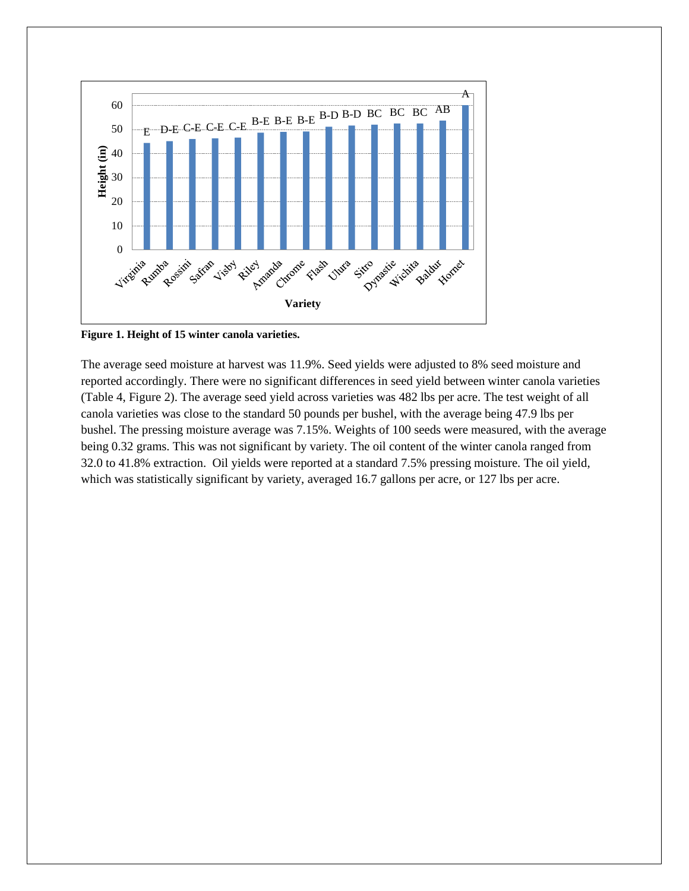Figure 1. Height of 15 winter canola varieties.

The average seed moisture at harvest was 11.9%. Seed yields were adjusted to 8% seed moisture and reported accordingly. There were no significant differences in seed yield between winter canola varieties (Table 4, Figure 2). The average seed yield across varieties was 482 lbs per acre. The test weight of all canola varieties was close to the standard 50 pounds per bushel, with the average being 47.9 lbs per bushel. The pressing moisture average was 7.15%. Weights of 100 seeds were measured, with the average being 0.32 grams. This was not significant by variety. The oil content of the winter canola ranged from 32.0 to 41.8% extraction.  Oil yields were reported at a standard 7.5% pressing moisture. The oil yield, which was statistically significant by variety, averaged 16.7 gallons per acre, or 127 lbs per acre.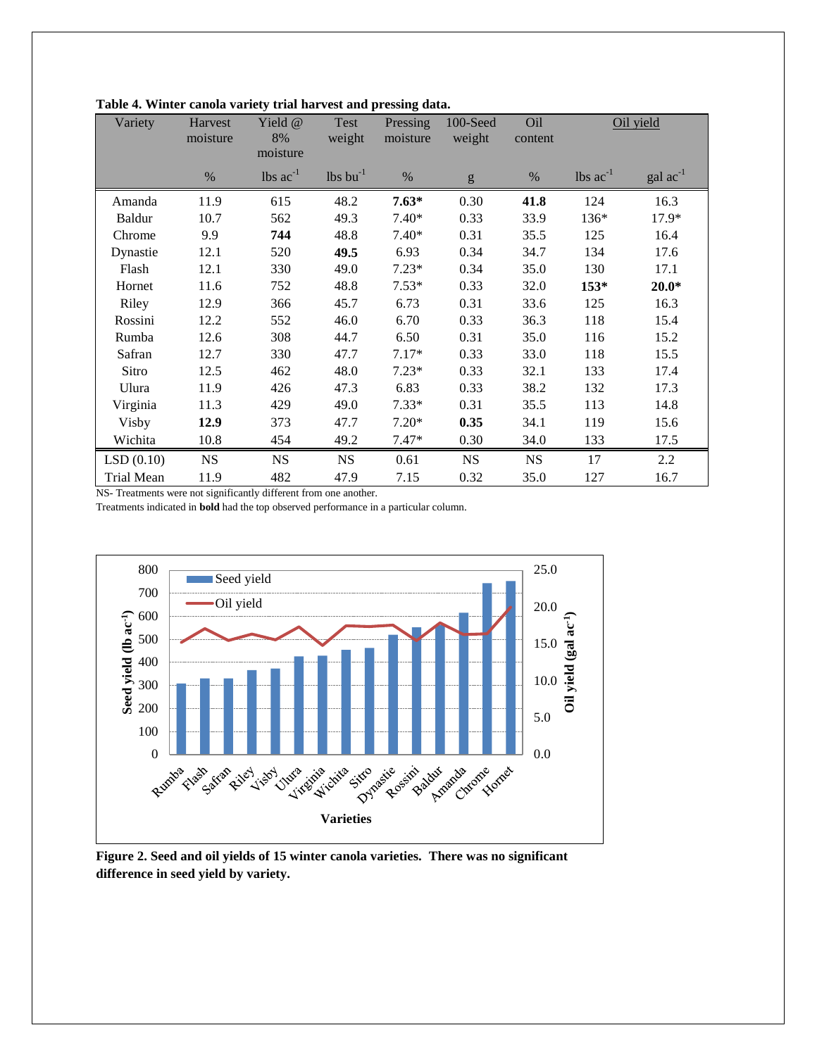**Table 4. Winter canola variety trial harvest and pressing data.**

| Variety | Harvest moisture | Yield @ 8% moisture | Test weight | Pressing moisture | 100-Seed weight | Oil content | Oil yield | |
|---|---|---|---|---|---|---|---|---|
| | % | lbs ac$^{-1}$ | lbs bu$^{-1}$ | % | g | % | lbs ac$^{-1}$ | gal ac$^{-1}$ |
| Amanda | 11.9 | 615 | 48.2 | **7.63*** | 0.30 | **41.8** | 124 | 16.3 |
| Baldur | 10.7 | 562 | 49.3 | 7.40* | 0.33 | 33.9 | 136* | 17.9* |
| Chrome | 9.9 | **744** | 48.8 | 7.40* | 0.31 | 35.5 | 125 | 16.4 |
| Dynastie | 12.1 | 520 | **49.5** | 6.93 | 0.34 | 34.7 | 134 | 17.6 |
| Flash | 12.1 | 330 | 49.0 | 7.23* | 0.34 | 35.0 | 130 | 17.1 |
| Hornet | 11.6 | 752 | 48.8 | 7.53* | 0.33 | 32.0 | **153*** | **20.0*** |
| Riley | 12.9 | 366 | 45.7 | 6.73 | 0.31 | 33.6 | 125 | 16.3 |
| Rossini | 12.2 | 552 | 46.0 | 6.70 | 0.33 | 36.3 | 118 | 15.4 |
| Rumba | 12.6 | 308 | 44.7 | 6.50 | 0.31 | 35.0 | 116 | 15.2 |
| Safran | 12.7 | 330 | 47.7 | 7.17* | 0.33 | 33.0 | 118 | 15.5 |
| Sitro | 12.5 | 462 | 48.0 | 7.23* | 0.33 | 32.1 | 133 | 17.4 |
| Ulura | 11.9 | 426 | 47.3 | 6.83 | 0.33 | 38.2 | 132 | 17.3 |
| Virginia | 11.3 | 429 | 49.0 | 7.33* | 0.31 | 35.5 | 113 | 14.8 |
| Visby | **12.9** | 373 | 47.7 | 7.20* | **0.35** | 34.1 | 119 | 15.6 |
| Wichita | 10.8 | 454 | 49.2 | 7.47* | 0.30 | 34.0 | 133 | 17.5 |
| LSD (0.10) | NS | NS | NS | 0.61 | NS | NS | 17 | 2.2 |
| Trial Mean | 11.9 | 482 | 47.9 | 7.15 | 0.32 | 35.0 | 127 | 16.7 |

NS- Treatments were not significantly different from one another.
Treatments indicated in **bold** had the top observed performance in a particular column.

**Figure 2. Seed and oil yields of 15 winter canola varieties. There was no significant difference in seed yield by variety.**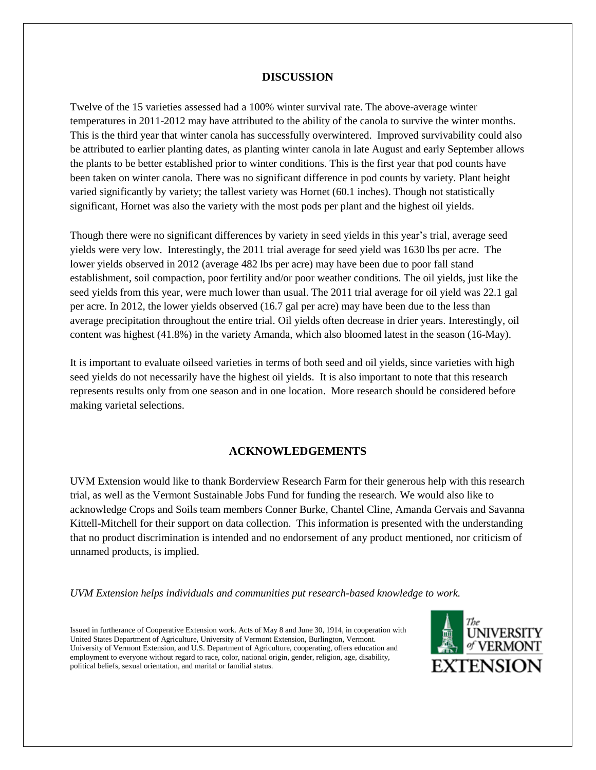## DISCUSSION

Twelve of the 15 varieties assessed had a 100% winter survival rate. The above-average winter temperatures in 2011-2012 may have attributed to the ability of the canola to survive the winter months. This is the third year that winter canola has successfully overwintered. Improved survivability could also be attributed to earlier planting dates, as planting winter canola in late August and early September allows the plants to be better established prior to winter conditions. This is the first year that pod counts have been taken on winter canola. There was no significant difference in pod counts by variety. Plant height varied significantly by variety; the tallest variety was Hornet (60.1 inches). Though not statistically significant, Hornet was also the variety with the most pods per plant and the highest oil yields.

Though there were no significant differences by variety in seed yields in this year's trial, average seed yields were very low. Interestingly, the 2011 trial average for seed yield was 1630 lbs per acre. The lower yields observed in 2012 (average 482 lbs per acre) may have been due to poor fall stand establishment, soil compaction, poor fertility and/or poor weather conditions. The oil yields, just like the seed yields from this year, were much lower than usual. The 2011 trial average for oil yield was 22.1 gal per acre. In 2012, the lower yields observed (16.7 gal per acre) may have been due to the less than average precipitation throughout the entire trial. Oil yields often decrease in drier years. Interestingly, oil content was highest (41.8%) in the variety Amanda, which also bloomed latest in the season (16-May).

It is important to evaluate oilseed varieties in terms of both seed and oil yields, since varieties with high seed yields do not necessarily have the highest oil yields. It is also important to note that this research represents results only from one season and in one location. More research should be considered before making varietal selections.

## ACKNOWLEDGEMENTS

UVM Extension would like to thank Borderview Research Farm for their generous help with this research trial, as well as the Vermont Sustainable Jobs Fund for funding the research. We would also like to acknowledge Crops and Soils team members Conner Burke, Chantel Cline, Amanda Gervais and Savanna Kittell-Mitchell for their support on data collection. This information is presented with the understanding that no product discrimination is intended and no endorsement of any product mentioned, nor criticism of unnamed products, is implied.

*UVM Extension helps individuals and communities put research-based knowledge to work.*

Issued in furtherance of Cooperative Extension work. Acts of May 8 and June 30, 1914, in cooperation with United States Department of Agriculture, University of Vermont Extension, Burlington, Vermont. University of Vermont Extension, and U.S. Department of Agriculture, cooperating, offers education and employment to everyone without regard to race, color, national origin, gender, religion, age, disability, political beliefs, sexual orientation, and marital or familial status.

The University of Vermont EXTENSION